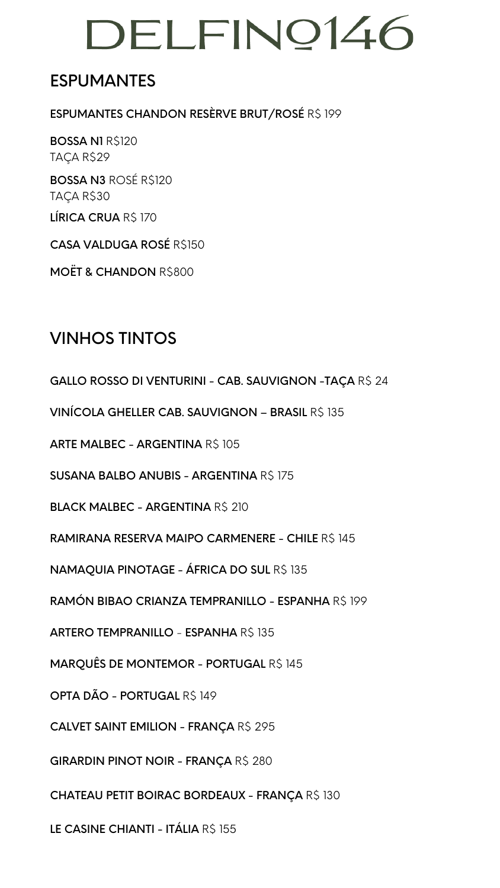# DELFINO146

## ESPUMANTES

**ESPUMANTES CHANDON RESÈRVE BRUT/ROSÉ** R$ 199

**BOSSA N1** R$120
TAÇA R$29

**BOSSA N3** ROSÉ R$120
TAÇA R$30

**LÍRICA CRUA** R$ 170

**CASA VALDUGA ROSÉ** R$150

**MOËT & CHANDON** R$800

## VINHOS TINTOS

**GALLO ROSSO DI VENTURINI - CAB. SAUVIGNON -TAÇA** R$ 24

**VINÍCOLA GHELLER CAB. SAUVIGNON – BRASIL** R$ 135

**ARTE MALBEC - ARGENTINA** R$ 105

**SUSANA BALBO ANUBIS - ARGENTINA** R$ 175

**BLACK MALBEC - ARGENTINA** R$ 210

**RAMIRANA RESERVA MAIPO CARMENERE - CHILE** R$ 145

**NAMAQUIA PINOTAGE - ÁFRICA DO SUL** R$ 135

**RAMÓN BIBAO CRIANZA TEMPRANILLO - ESPANHA** R$ 199

**ARTERO TEMPRANILLO** - **ESPANHA** R$ 135

**MARQUÊS DE MONTEMOR - PORTUGAL** R$ 145

**OPTA DÃO - PORTUGAL** R$ 149

**CALVET SAINT EMILION - FRANÇA** R$ 295

**GIRARDIN PINOT NOIR - FRANÇA** R$ 280

**CHATEAU PETIT BOIRAC BORDEAUX - FRANÇA** R$ 130

**LE CASINE CHIANTI - ITÁLIA** R$ 155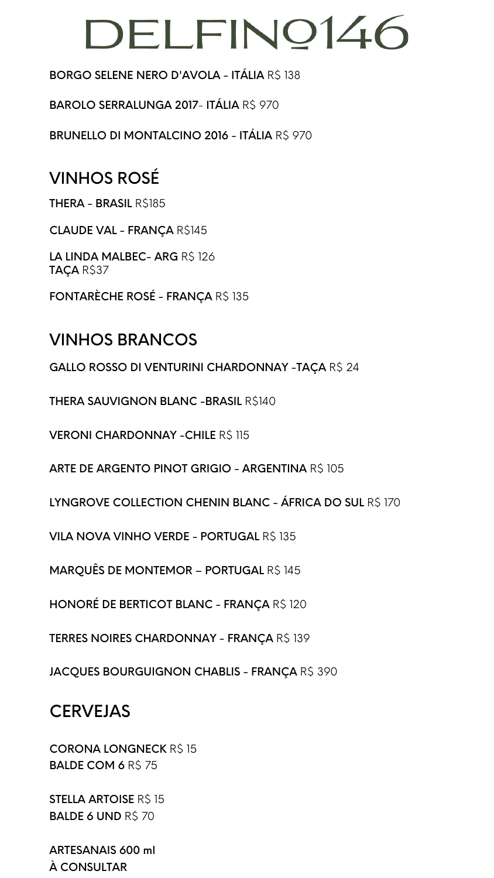# DELFINO146

**BORGO SELENE NERO D'AVOLA - ITÁLIA** R$ 138

**BAROLO SERRALUNGA 2017- ITÁLIA** R$ 970

**BRUNELLO DI MONTALCINO 2016 - ITÁLIA** R$ 970

## VINHOS ROSÉ

**THERA - BRASIL** R$185

**CLAUDE VAL - FRANÇA** R$145

**LA LINDA MALBEC- ARG** R$ 126
**TAÇA** R$37

**FONTARÈCHE ROSÉ - FRANÇA** R$ 135

## VINHOS BRANCOS

**GALLO ROSSO DI VENTURINI CHARDONNAY -TAÇA** R$ 24

**THERA SAUVIGNON BLANC -BRASIL** R$140

**VERONI CHARDONNAY -CHILE** R$ 115

**ARTE DE ARGENTO PINOT GRIGIO - ARGENTINA** R$ 105

**LYNGROVE COLLECTION CHENIN BLANC - ÁFRICA DO SUL** R$ 170

**VILA NOVA VINHO VERDE - PORTUGAL** R$ 135

**MARQUÊS DE MONTEMOR – PORTUGAL** R$ 145

**HONORÉ DE BERTICOT BLANC - FRANÇA** R$ 120

**TERRES NOIRES CHARDONNAY - FRANÇA** R$ 139

**JACQUES BOURGUIGNON CHABLIS - FRANÇA** R$ 390

## CERVEJAS

**CORONA LONGNECK** R$ 15
**BALDE COM 6** R$ 75

**STELLA ARTOISE** R$ 15
**BALDE 6 UND** R$ 70

**ARTESANAIS 600 ml**
**À CONSULTAR**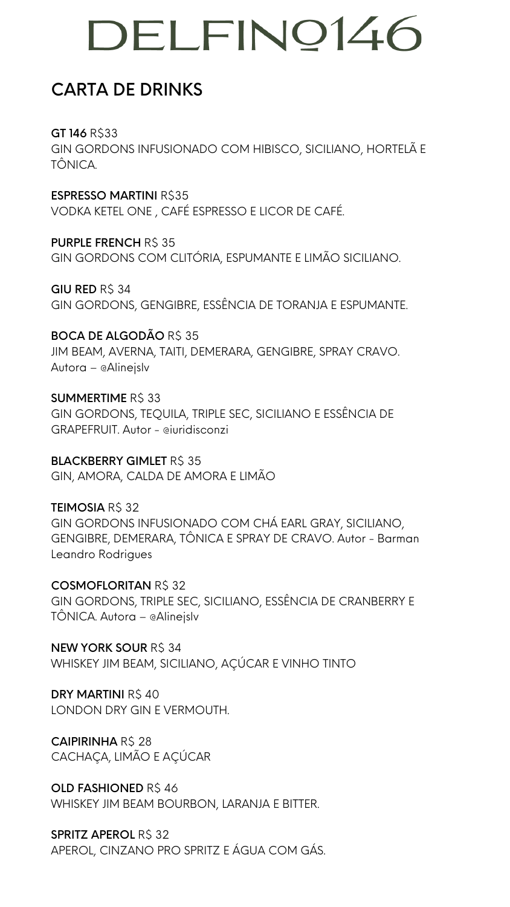# DELFINO146

## CARTA DE DRINKS

**GT 146** R$33
GIN GORDONS INFUSIONADO COM HIBISCO, SICILIANO, HORTELÃ E TÔNICA.

**ESPRESSO MARTINI** R$35
VODKA KETEL ONE , CAFÉ ESPRESSO E LICOR DE CAFÉ.

**PURPLE FRENCH** R$ 35
GIN GORDONS COM CLITÓRIA, ESPUMANTE E LIMÃO SICILIANO.

**GIU RED** R$ 34
GIN GORDONS, GENGIBRE, ESSÊNCIA DE TORANJA E ESPUMANTE.

**BOCA DE ALGODÃO** R$ 35
JIM BEAM, AVERNA, TAITI, DEMERARA, GENGIBRE, SPRAY CRAVO. Autora – @Alinejslv

**SUMMERTIME** R$ 33
GIN GORDONS, TEQUILA, TRIPLE SEC, SICILIANO E ESSÊNCIA DE GRAPEFRUIT. Autor - @iuridisconzi

**BLACKBERRY GIMLET** R$ 35
GIN, AMORA, CALDA DE AMORA E LIMÃO

**TEIMOSIA** R$ 32
GIN GORDONS INFUSIONADO COM CHÁ EARL GRAY, SICILIANO, GENGIBRE, DEMERARA, TÔNICA E SPRAY DE CRAVO. Autor - Barman Leandro Rodrigues

**COSMOFLORITAN** R$ 32
GIN GORDONS, TRIPLE SEC, SICILIANO, ESSÊNCIA DE CRANBERRY E TÔNICA. Autora – @Alinejslv

**NEW YORK SOUR** R$ 34
WHISKEY JIM BEAM, SICILIANO, AÇÚCAR E VINHO TINTO

**DRY MARTINI** R$ 40
LONDON DRY GIN E VERMOUTH.

**CAIPIRINHA** R$ 28
CACHAÇA, LIMÃO E AÇÚCAR

**OLD FASHIONED** R$ 46
WHISKEY JIM BEAM BOURBON, LARANJA E BITTER.

**SPRITZ APEROL** R$ 32
APEROL, CINZANO PRO SPRITZ E ÁGUA COM GÁS.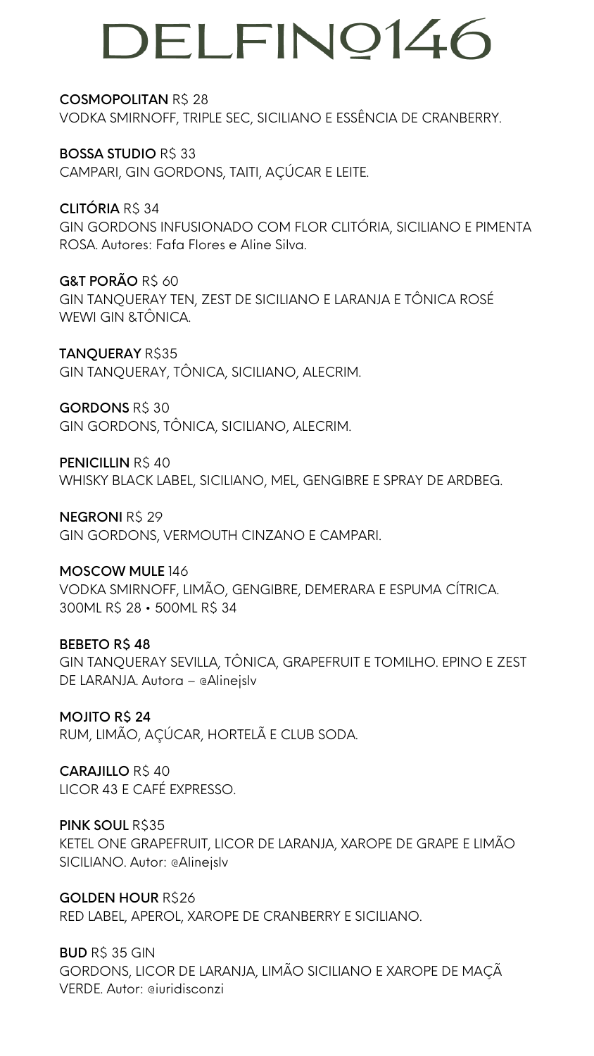# DELFINO146

**COSMOPOLITAN** R$ 28
VODKA SMIRNOFF, TRIPLE SEC, SICILIANO E ESSÊNCIA DE CRANBERRY.

**BOSSA STUDIO** R$ 33
CAMPARI, GIN GORDONS, TAITI, AÇÚCAR E LEITE.

**CLITÓRIA** R$ 34
GIN GORDONS INFUSIONADO COM FLOR CLITÓRIA, SICILIANO E PIMENTA ROSA. Autores: Fafa Flores e Aline Silva.

**G&T PORÃO** R$ 60
GIN TANQUERAY TEN, ZEST DE SICILIANO E LARANJA E TÔNICA ROSÉ WEWI GIN &TÔNICA.

**TANQUERAY** R$35
GIN TANQUERAY, TÔNICA, SICILIANO, ALECRIM.

**GORDONS** R$ 30
GIN GORDONS, TÔNICA, SICILIANO, ALECRIM.

**PENICILLIN** R$ 40
WHISKY BLACK LABEL, SICILIANO, MEL, GENGIBRE E SPRAY DE ARDBEG.

**NEGRONI** R$ 29
GIN GORDONS, VERMOUTH CINZANO E CAMPARI.

**MOSCOW MULE** 146
VODKA SMIRNOFF, LIMÃO, GENGIBRE, DEMERARA E ESPUMA CÍTRICA.
300ML R$ 28 • 500ML R$ 34

**BEBETO R$ 48**
GIN TANQUERAY SEVILLA, TÔNICA, GRAPEFRUIT E TOMILHO. EPINO E ZEST DE LARANJA. Autora – @Alinejslv

**MOJITO R$ 24**
RUM, LIMÃO, AÇÚCAR, HORTELÃ E CLUB SODA.

**CARAJILLO** R$ 40
LICOR 43 E CAFÉ EXPRESSO.

**PINK SOUL** R$35
KETEL ONE GRAPEFRUIT, LICOR DE LARANJA, XAROPE DE GRAPE E LIMÃO SICILIANO. Autor: @Alinejslv

**GOLDEN HOUR** R$26
RED LABEL, APEROL, XAROPE DE CRANBERRY E SICILIANO.

**BUD** R$ 35 GIN
GORDONS, LICOR DE LARANJA, LIMÃO SICILIANO E XAROPE DE MAÇÃ VERDE. Autor: @iuridisconzi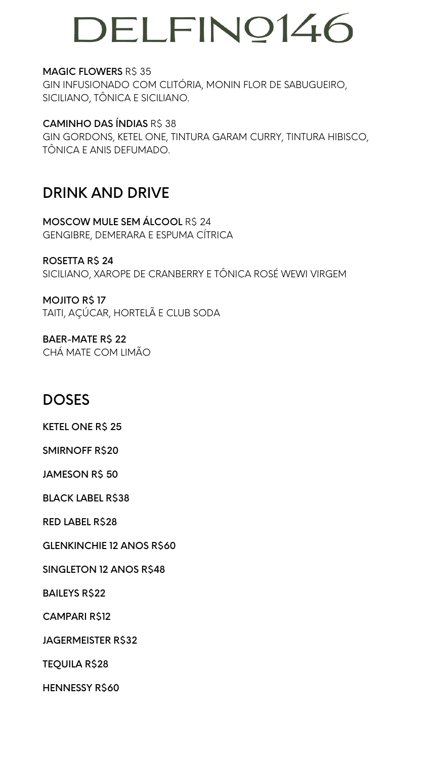# DELFINO146

**MAGIC FLOWERS** R$ 35
GIN INFUSIONADO COM CLITÓRIA, MONIN FLOR DE SABUGUEIRO, SICILIANO, TÔNICA E SICILIANO.

**CAMINHO DAS ÍNDIAS** R$ 38
GIN GORDONS, KETEL ONE, TINTURA GARAM CURRY, TINTURA HIBISCO, TÔNICA E ANIS DEFUMADO.

## DRINK AND DRIVE

**MOSCOW MULE SEM ÁLCOOL** R$ 24
GENGIBRE, DEMERARA E ESPUMA CÍTRICA

**ROSETTA R$ 24**
SICILIANO, XAROPE DE CRANBERRY E TÔNICA ROSÉ WEWI VIRGEM

**MOJITO R$ 17**
TAITI, AÇÚCAR, HORTELÃ E CLUB SODA

**BAER-MATE R$ 22**
CHÁ MATE COM LIMÃO

## DOSES

**KETEL ONE R$ 25**

**SMIRNOFF R$20**

**JAMESON R$ 50**

**BLACK LABEL R$38**

**RED LABEL R$28**

**GLENKINCHIE 12 ANOS R$60**

**SINGLETON 12 ANOS R$48**

**BAILEYS R$22**

**CAMPARI R$12**

**JAGERMEISTER R$32**

**TEQUILA R$28**

**HENNESSY R$60**